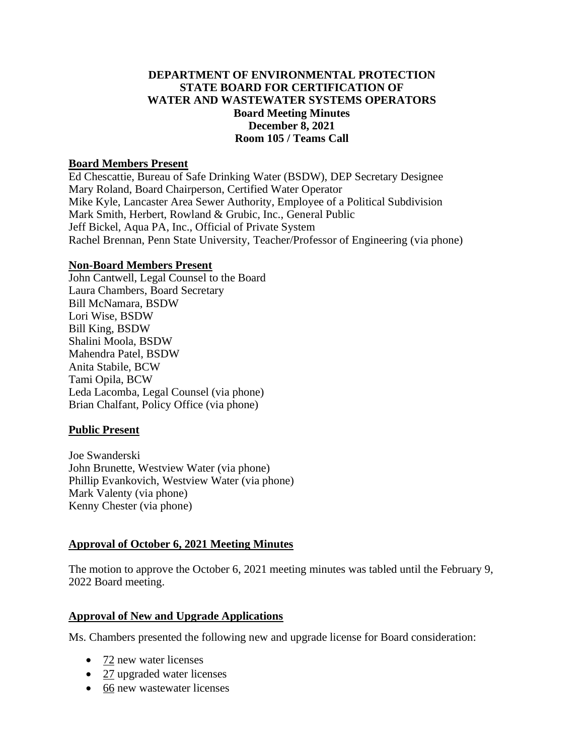**DEPARTMENT OF ENVIRONMENTAL PROTECTION**
**STATE BOARD FOR CERTIFICATION OF**
**WATER AND WASTEWATER SYSTEMS OPERATORS**
**Board Meeting Minutes**
**December 8, 2021**
**Room 105 / Teams Call**

## Board Members Present

Ed Chescattie, Bureau of Safe Drinking Water (BSDW), DEP Secretary Designee
Mary Roland, Board Chairperson, Certified Water Operator
Mike Kyle, Lancaster Area Sewer Authority, Employee of a Political Subdivision
Mark Smith, Herbert, Rowland & Grubic, Inc., General Public
Jeff Bickel, Aqua PA, Inc., Official of Private System
Rachel Brennan, Penn State University, Teacher/Professor of Engineering (via phone)

## Non-Board Members Present

John Cantwell, Legal Counsel to the Board
Laura Chambers, Board Secretary
Bill McNamara, BSDW
Lori Wise, BSDW
Bill King, BSDW
Shalini Moola, BSDW
Mahendra Patel, BSDW
Anita Stabile, BCW
Tami Opila, BCW
Leda Lacomba, Legal Counsel (via phone)
Brian Chalfant, Policy Office (via phone)

## Public Present

Joe Swanderski
John Brunette, Westview Water (via phone)
Phillip Evankovich, Westview Water (via phone)
Mark Valenty (via phone)
Kenny Chester (via phone)

## Approval of October 6, 2021 Meeting Minutes

The motion to approve the October 6, 2021 meeting minutes was tabled until the February 9, 2022 Board meeting.

## Approval of New and Upgrade Applications

Ms. Chambers presented the following new and upgrade license for Board consideration:

- 72 new water licenses
- 27 upgraded water licenses
- 66 new wastewater licenses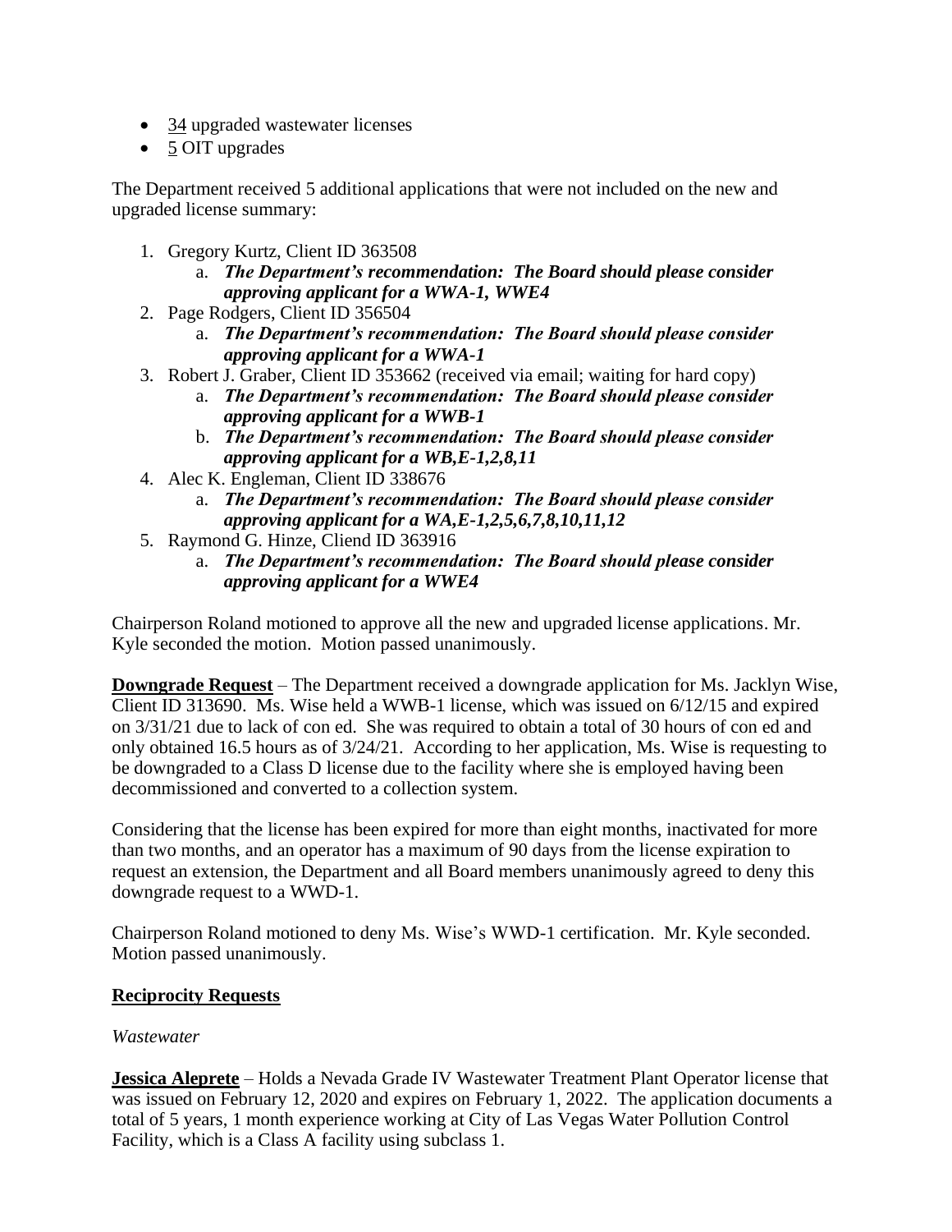- 34 upgraded wastewater licenses
- 5 OIT upgrades

The Department received 5 additional applications that were not included on the new and upgraded license summary:

1. Gregory Kurtz, Client ID 363508
   a. ***The Department's recommendation: The Board should please consider approving applicant for a WWA-1, WWE4***
2. Page Rodgers, Client ID 356504
   a. ***The Department's recommendation: The Board should please consider approving applicant for a WWA-1***
3. Robert J. Graber, Client ID 353662 (received via email; waiting for hard copy)
   a. ***The Department's recommendation: The Board should please consider approving applicant for a WWB-1***
   b. ***The Department's recommendation: The Board should please consider approving applicant for a WB,E-1,2,8,11***
4. Alec K. Engleman, Client ID 338676
   a. ***The Department's recommendation: The Board should please consider approving applicant for a WA,E-1,2,5,6,7,8,10,11,12***
5. Raymond G. Hinze, Cliend ID 363916
   a. ***The Department's recommendation: The Board should please consider approving applicant for a WWE4***

Chairperson Roland motioned to approve all the new and upgraded license applications. Mr. Kyle seconded the motion. Motion passed unanimously.

**Downgrade Request** – The Department received a downgrade application for Ms. Jacklyn Wise, Client ID 313690. Ms. Wise held a WWB-1 license, which was issued on 6/12/15 and expired on 3/31/21 due to lack of con ed. She was required to obtain a total of 30 hours of con ed and only obtained 16.5 hours as of 3/24/21. According to her application, Ms. Wise is requesting to be downgraded to a Class D license due to the facility where she is employed having been decommissioned and converted to a collection system.

Considering that the license has been expired for more than eight months, inactivated for more than two months, and an operator has a maximum of 90 days from the license expiration to request an extension, the Department and all Board members unanimously agreed to deny this downgrade request to a WWD-1.

Chairperson Roland motioned to deny Ms. Wise's WWD-1 certification. Mr. Kyle seconded. Motion passed unanimously.

## Reciprocity Requests

*Wastewater*

**Jessica Aleprete** – Holds a Nevada Grade IV Wastewater Treatment Plant Operator license that was issued on February 12, 2020 and expires on February 1, 2022. The application documents a total of 5 years, 1 month experience working at City of Las Vegas Water Pollution Control Facility, which is a Class A facility using subclass 1.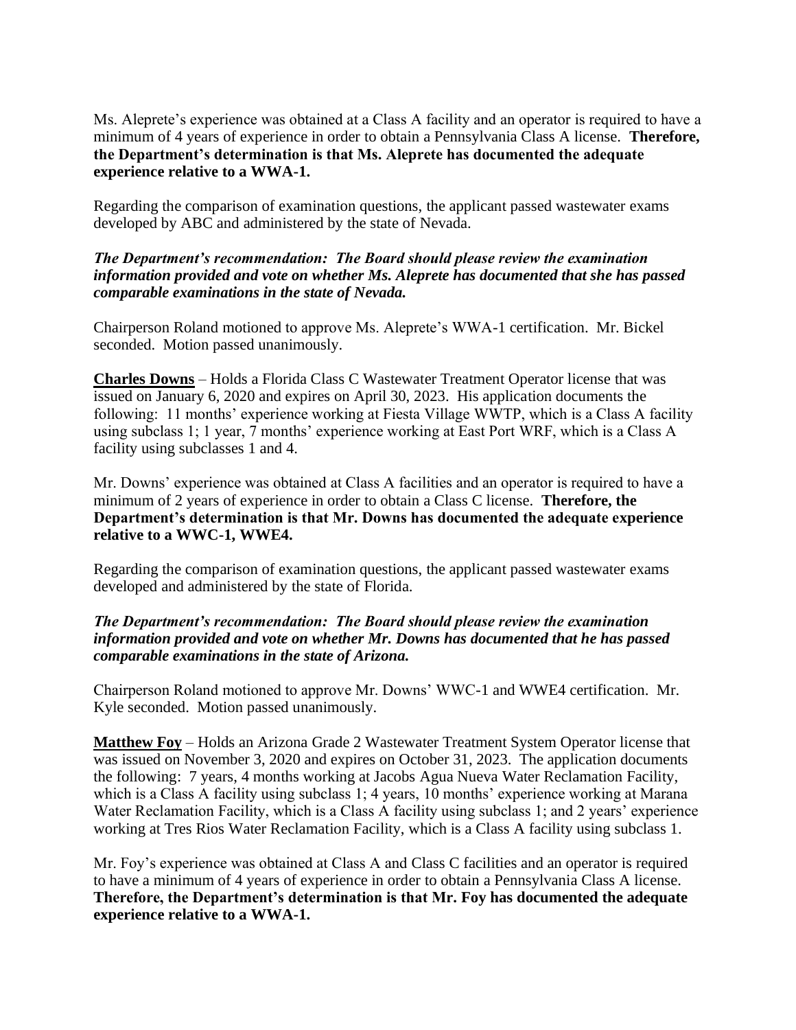Ms. Aleprete's experience was obtained at a Class A facility and an operator is required to have a minimum of 4 years of experience in order to obtain a Pennsylvania Class A license. **Therefore, the Department's determination is that Ms. Aleprete has documented the adequate experience relative to a WWA-1.**

Regarding the comparison of examination questions, the applicant passed wastewater exams developed by ABC and administered by the state of Nevada.

***The Department's recommendation: The Board should please review the examination information provided and vote on whether Ms. Aleprete has documented that she has passed comparable examinations in the state of Nevada.***

Chairperson Roland motioned to approve Ms. Aleprete's WWA-1 certification. Mr. Bickel seconded. Motion passed unanimously.

**Charles Downs** – Holds a Florida Class C Wastewater Treatment Operator license that was issued on January 6, 2020 and expires on April 30, 2023. His application documents the following: 11 months' experience working at Fiesta Village WWTP, which is a Class A facility using subclass 1; 1 year, 7 months' experience working at East Port WRF, which is a Class A facility using subclasses 1 and 4.

Mr. Downs' experience was obtained at Class A facilities and an operator is required to have a minimum of 2 years of experience in order to obtain a Class C license. **Therefore, the Department's determination is that Mr. Downs has documented the adequate experience relative to a WWC-1, WWE4.**

Regarding the comparison of examination questions, the applicant passed wastewater exams developed and administered by the state of Florida.

***The Department's recommendation: The Board should please review the examination information provided and vote on whether Mr. Downs has documented that he has passed comparable examinations in the state of Arizona.***

Chairperson Roland motioned to approve Mr. Downs' WWC-1 and WWE4 certification. Mr. Kyle seconded. Motion passed unanimously.

**Matthew Foy** – Holds an Arizona Grade 2 Wastewater Treatment System Operator license that was issued on November 3, 2020 and expires on October 31, 2023. The application documents the following: 7 years, 4 months working at Jacobs Agua Nueva Water Reclamation Facility, which is a Class A facility using subclass 1; 4 years, 10 months' experience working at Marana Water Reclamation Facility, which is a Class A facility using subclass 1; and 2 years' experience working at Tres Rios Water Reclamation Facility, which is a Class A facility using subclass 1.

Mr. Foy's experience was obtained at Class A and Class C facilities and an operator is required to have a minimum of 4 years of experience in order to obtain a Pennsylvania Class A license. **Therefore, the Department's determination is that Mr. Foy has documented the adequate experience relative to a WWA-1.**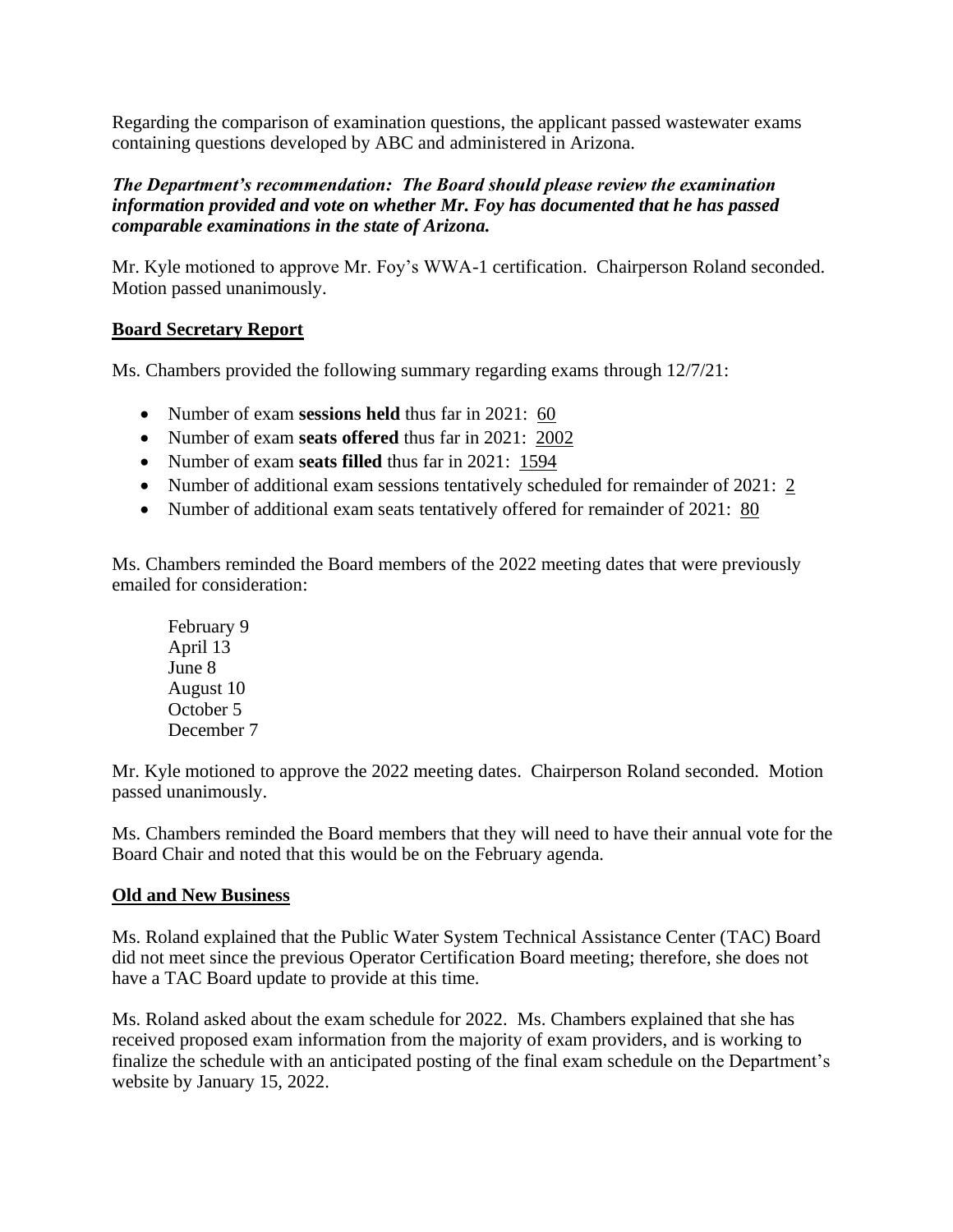Regarding the comparison of examination questions, the applicant passed wastewater exams containing questions developed by ABC and administered in Arizona.

***The Department's recommendation: The Board should please review the examination information provided and vote on whether Mr. Foy has documented that he has passed comparable examinations in the state of Arizona.***

Mr. Kyle motioned to approve Mr. Foy's WWA-1 certification. Chairperson Roland seconded. Motion passed unanimously.

## Board Secretary Report

Ms. Chambers provided the following summary regarding exams through 12/7/21:

- Number of exam **sessions held** thus far in 2021: 60
- Number of exam **seats offered** thus far in 2021: 2002
- Number of exam **seats filled** thus far in 2021: 1594
- Number of additional exam sessions tentatively scheduled for remainder of 2021: 2
- Number of additional exam seats tentatively offered for remainder of 2021: 80

Ms. Chambers reminded the Board members of the 2022 meeting dates that were previously emailed for consideration:

February 9
April 13
June 8
August 10
October 5
December 7

Mr. Kyle motioned to approve the 2022 meeting dates. Chairperson Roland seconded. Motion passed unanimously.

Ms. Chambers reminded the Board members that they will need to have their annual vote for the Board Chair and noted that this would be on the February agenda.

## Old and New Business

Ms. Roland explained that the Public Water System Technical Assistance Center (TAC) Board did not meet since the previous Operator Certification Board meeting; therefore, she does not have a TAC Board update to provide at this time.

Ms. Roland asked about the exam schedule for 2022. Ms. Chambers explained that she has received proposed exam information from the majority of exam providers, and is working to finalize the schedule with an anticipated posting of the final exam schedule on the Department's website by January 15, 2022.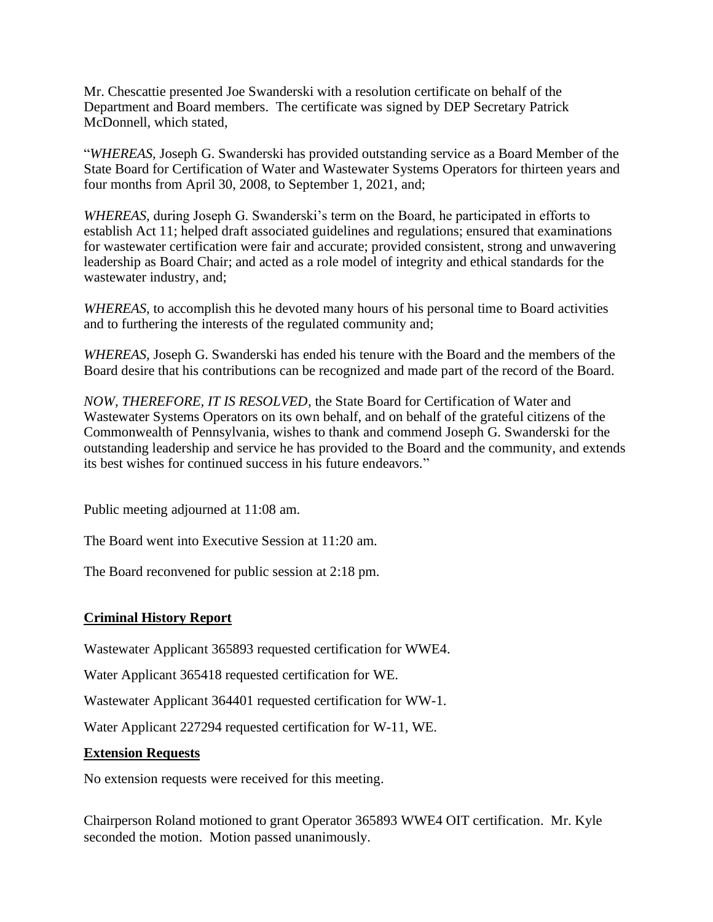Mr. Chescattie presented Joe Swanderski with a resolution certificate on behalf of the Department and Board members. The certificate was signed by DEP Secretary Patrick McDonnell, which stated,

"*WHEREAS,* Joseph G. Swanderski has provided outstanding service as a Board Member of the State Board for Certification of Water and Wastewater Systems Operators for thirteen years and four months from April 30, 2008, to September 1, 2021, and;

*WHEREAS,* during Joseph G. Swanderski's term on the Board, he participated in efforts to establish Act 11; helped draft associated guidelines and regulations; ensured that examinations for wastewater certification were fair and accurate; provided consistent, strong and unwavering leadership as Board Chair; and acted as a role model of integrity and ethical standards for the wastewater industry, and;

*WHEREAS,* to accomplish this he devoted many hours of his personal time to Board activities and to furthering the interests of the regulated community and;

*WHEREAS,* Joseph G. Swanderski has ended his tenure with the Board and the members of the Board desire that his contributions can be recognized and made part of the record of the Board.

*NOW, THEREFORE, IT IS RESOLVED,* the State Board for Certification of Water and Wastewater Systems Operators on its own behalf, and on behalf of the grateful citizens of the Commonwealth of Pennsylvania, wishes to thank and commend Joseph G. Swanderski for the outstanding leadership and service he has provided to the Board and the community, and extends its best wishes for continued success in his future endeavors."

Public meeting adjourned at 11:08 am.

The Board went into Executive Session at 11:20 am.

The Board reconvened for public session at 2:18 pm.

## Criminal History Report

Wastewater Applicant 365893 requested certification for WWE4.

Water Applicant 365418 requested certification for WE.

Wastewater Applicant 364401 requested certification for WW-1.

Water Applicant 227294 requested certification for W-11, WE.

## Extension Requests

No extension requests were received for this meeting.

Chairperson Roland motioned to grant Operator 365893 WWE4 OIT certification. Mr. Kyle seconded the motion. Motion passed unanimously.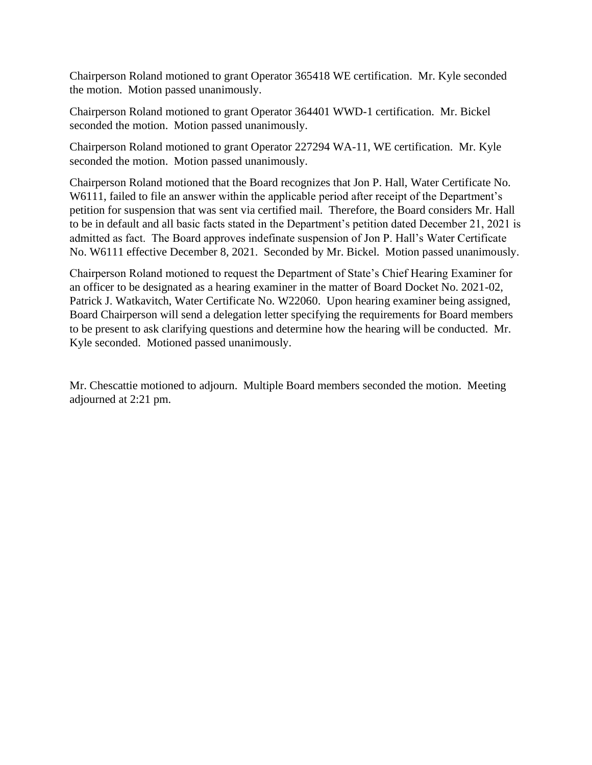Chairperson Roland motioned to grant Operator 365418 WE certification. Mr. Kyle seconded the motion. Motion passed unanimously.

Chairperson Roland motioned to grant Operator 364401 WWD-1 certification. Mr. Bickel seconded the motion. Motion passed unanimously.

Chairperson Roland motioned to grant Operator 227294 WA-11, WE certification. Mr. Kyle seconded the motion. Motion passed unanimously.

Chairperson Roland motioned that the Board recognizes that Jon P. Hall, Water Certificate No. W6111, failed to file an answer within the applicable period after receipt of the Department's petition for suspension that was sent via certified mail. Therefore, the Board considers Mr. Hall to be in default and all basic facts stated in the Department's petition dated December 21, 2021 is admitted as fact. The Board approves indefinate suspension of Jon P. Hall's Water Certificate No. W6111 effective December 8, 2021. Seconded by Mr. Bickel. Motion passed unanimously.

Chairperson Roland motioned to request the Department of State's Chief Hearing Examiner for an officer to be designated as a hearing examiner in the matter of Board Docket No. 2021-02, Patrick J. Watkavitch, Water Certificate No. W22060. Upon hearing examiner being assigned, Board Chairperson will send a delegation letter specifying the requirements for Board members to be present to ask clarifying questions and determine how the hearing will be conducted. Mr. Kyle seconded. Motioned passed unanimously.

Mr. Chescattie motioned to adjourn. Multiple Board members seconded the motion. Meeting adjourned at 2:21 pm.